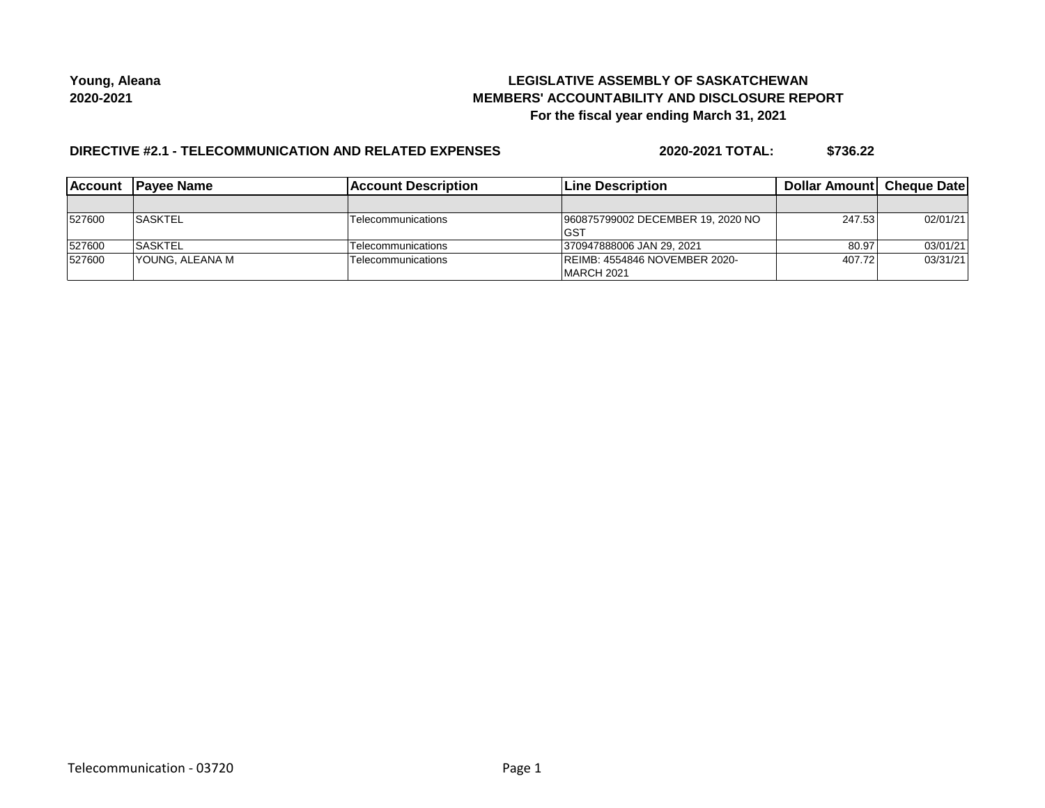**Young, Aleana**
**2020-2021**

# LEGISLATIVE ASSEMBLY OF SASKATCHEWAN
## MEMBERS' ACCOUNTABILITY AND DISCLOSURE REPORT
### For the fiscal year ending March 31, 2021

**DIRECTIVE #2.1 - TELECOMMUNICATION AND RELATED EXPENSES** **2020-2021 TOTAL: $736.22**

| Account | Payee Name | Account Description | Line Description | Dollar Amount | Cheque Date |
|---|---|---|---|---|---|
| | | | | | |
| 527600 | SASKTEL | Telecommunications | 960875799002 DECEMBER 19, 2020 NO GST | 247.53 | 02/01/21 |
| 527600 | SASKTEL | Telecommunications | 370947888006 JAN 29, 2021 | 80.97 | 03/01/21 |
| 527600 | YOUNG, ALEANA M | Telecommunications | REIMB: 4554846 NOVEMBER 2020-MARCH 2021 | 407.72 | 03/31/21 |

Telecommunication - 03720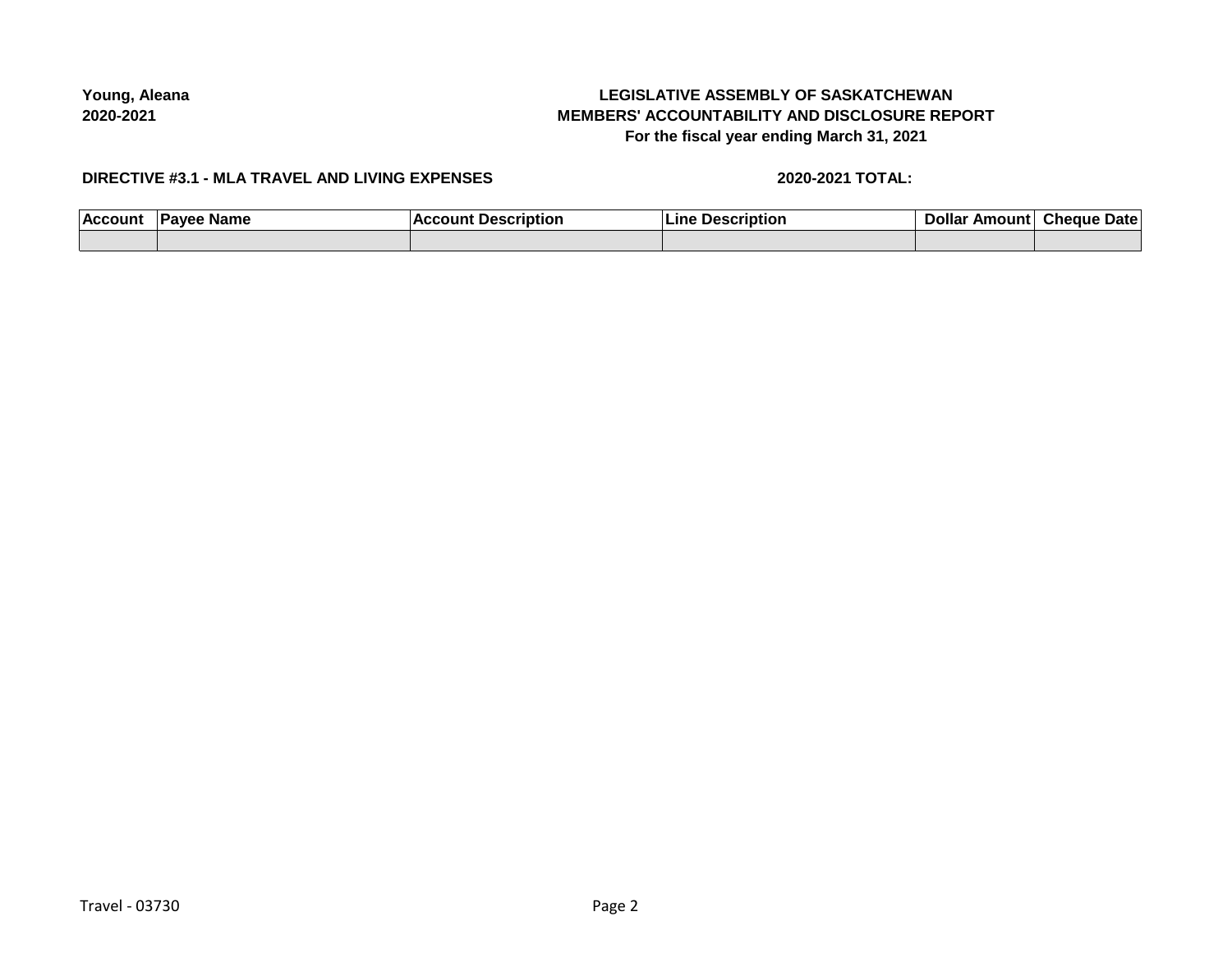Young, Aleana
2020-2021

**LEGISLATIVE ASSEMBLY OF SASKATCHEWAN**
**MEMBERS' ACCOUNTABILITY AND DISCLOSURE REPORT**
**For the fiscal year ending March 31, 2021**

**DIRECTIVE #3.1 - MLA TRAVEL AND LIVING EXPENSES**

**2020-2021 TOTAL:**

| Account | Payee Name | Account Description | Line Description | Dollar Amount | Cheque Date |
|---|---|---|---|---|---|
| | | | | | |

Travel - 03730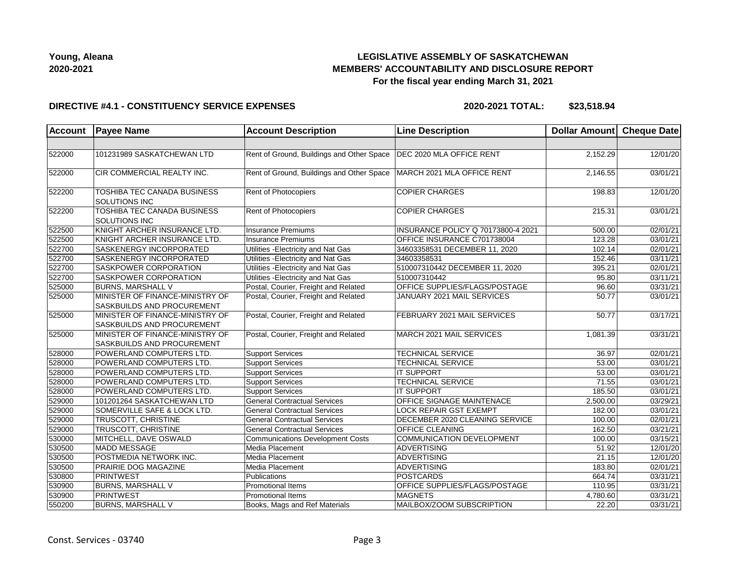**Young, Aleana**
**2020-2021**

# LEGISLATIVE ASSEMBLY OF SASKATCHEWAN
## MEMBERS' ACCOUNTABILITY AND DISCLOSURE REPORT
### For the fiscal year ending March 31, 2021

**DIRECTIVE #4.1 - CONSTITUENCY SERVICE EXPENSES** **2020-2021 TOTAL: $23,518.94**

| Account | Payee Name | Account Description | Line Description | Dollar Amount | Cheque Date |
|---|---|---|---|---|---|
| | | | | | |
| 522000 | 101231989 SASKATCHEWAN LTD | Rent of Ground, Buildings and Other Space | DEC 2020 MLA OFFICE RENT | 2,152.29 | 12/01/20 |
| 522000 | CIR COMMERCIAL REALTY INC. | Rent of Ground, Buildings and Other Space | MARCH 2021 MLA OFFICE RENT | 2,146.55 | 03/01/21 |
| 522200 | TOSHIBA TEC CANADA BUSINESS SOLUTIONS INC | Rent of Photocopiers | COPIER CHARGES | 198.83 | 12/01/20 |
| 522200 | TOSHIBA TEC CANADA BUSINESS SOLUTIONS INC | Rent of Photocopiers | COPIER CHARGES | 215.31 | 03/01/21 |
| 522500 | KNIGHT ARCHER INSURANCE LTD. | Insurance Premiums | INSURANCE POLICY Q 70173800-4 2021 | 500.00 | 02/01/21 |
| 522500 | KNIGHT ARCHER INSURANCE LTD. | Insurance Premiums | OFFICE INSURANCE C701738004 | 123.28 | 03/01/21 |
| 522700 | SASKENERGY INCORPORATED | Utilities -Electricity and Nat Gas | 34603358531 DECEMBER 11, 2020 | 102.14 | 02/01/21 |
| 522700 | SASKENERGY INCORPORATED | Utilities -Electricity and Nat Gas | 34603358531 | 152.46 | 03/11/21 |
| 522700 | SASKPOWER CORPORATION | Utilities -Electricity and Nat Gas | 510007310442 DECEMBER 11, 2020 | 395.21 | 02/01/21 |
| 522700 | SASKPOWER CORPORATION | Utilities -Electricity and Nat Gas | 510007310442 | 95.80 | 03/11/21 |
| 525000 | BURNS, MARSHALL V | Postal, Courier, Freight and Related | OFFICE SUPPLIES/FLAGS/POSTAGE | 96.60 | 03/31/21 |
| 525000 | MINISTER OF FINANCE-MINISTRY OF SASKBUILDS AND PROCUREMENT | Postal, Courier, Freight and Related | JANUARY 2021 MAIL SERVICES | 50.77 | 03/01/21 |
| 525000 | MINISTER OF FINANCE-MINISTRY OF SASKBUILDS AND PROCUREMENT | Postal, Courier, Freight and Related | FEBRUARY 2021 MAIL SERVICES | 50.77 | 03/17/21 |
| 525000 | MINISTER OF FINANCE-MINISTRY OF SASKBUILDS AND PROCUREMENT | Postal, Courier, Freight and Related | MARCH 2021 MAIL SERVICES | 1,081.39 | 03/31/21 |
| 528000 | POWERLAND COMPUTERS LTD. | Support Services | TECHNICAL SERVICE | 36.97 | 02/01/21 |
| 528000 | POWERLAND COMPUTERS LTD. | Support Services | TECHNICAL SERVICE | 53.00 | 03/01/21 |
| 528000 | POWERLAND COMPUTERS LTD. | Support Services | IT SUPPORT | 53.00 | 03/01/21 |
| 528000 | POWERLAND COMPUTERS LTD. | Support Services | TECHNICAL SERVICE | 71.55 | 03/01/21 |
| 528000 | POWERLAND COMPUTERS LTD. | Support Services | IT SUPPORT | 185.50 | 03/01/21 |
| 529000 | 101201264 SASKATCHEWAN LTD | General Contractual Services | OFFICE SIGNAGE MAINTENACE | 2,500.00 | 03/29/21 |
| 529000 | SOMERVILLE SAFE & LOCK LTD. | General Contractual Services | LOCK REPAIR GST EXEMPT | 182.00 | 03/01/21 |
| 529000 | TRUSCOTT, CHRISTINE | General Contractual Services | DECEMBER 2020 CLEANING SERVICE | 100.00 | 02/01/21 |
| 529000 | TRUSCOTT, CHRISTINE | General Contractual Services | OFFICE CLEANING | 162.50 | 03/21/21 |
| 530000 | MITCHELL, DAVE OSWALD | Communications Development Costs | COMMUNICATION DEVELOPMENT | 100.00 | 03/15/21 |
| 530500 | MADD MESSAGE | Media Placement | ADVERTISING | 51.92 | 12/01/20 |
| 530500 | POSTMEDIA NETWORK INC. | Media Placement | ADVERTISING | 21.15 | 12/01/20 |
| 530500 | PRAIRIE DOG MAGAZINE | Media Placement | ADVERTISING | 183.80 | 02/01/21 |
| 530800 | PRINTWEST | Publications | POSTCARDS | 664.74 | 03/31/21 |
| 530900 | BURNS, MARSHALL V | Promotional Items | OFFICE SUPPLIES/FLAGS/POSTAGE | 110.95 | 03/31/21 |
| 530900 | PRINTWEST | Promotional Items | MAGNETS | 4,780.60 | 03/31/21 |
| 550200 | BURNS, MARSHALL V | Books, Mags and Ref Materials | MAILBOX/ZOOM SUBSCRIPTION | 22.20 | 03/31/21 |

Const. Services - 03740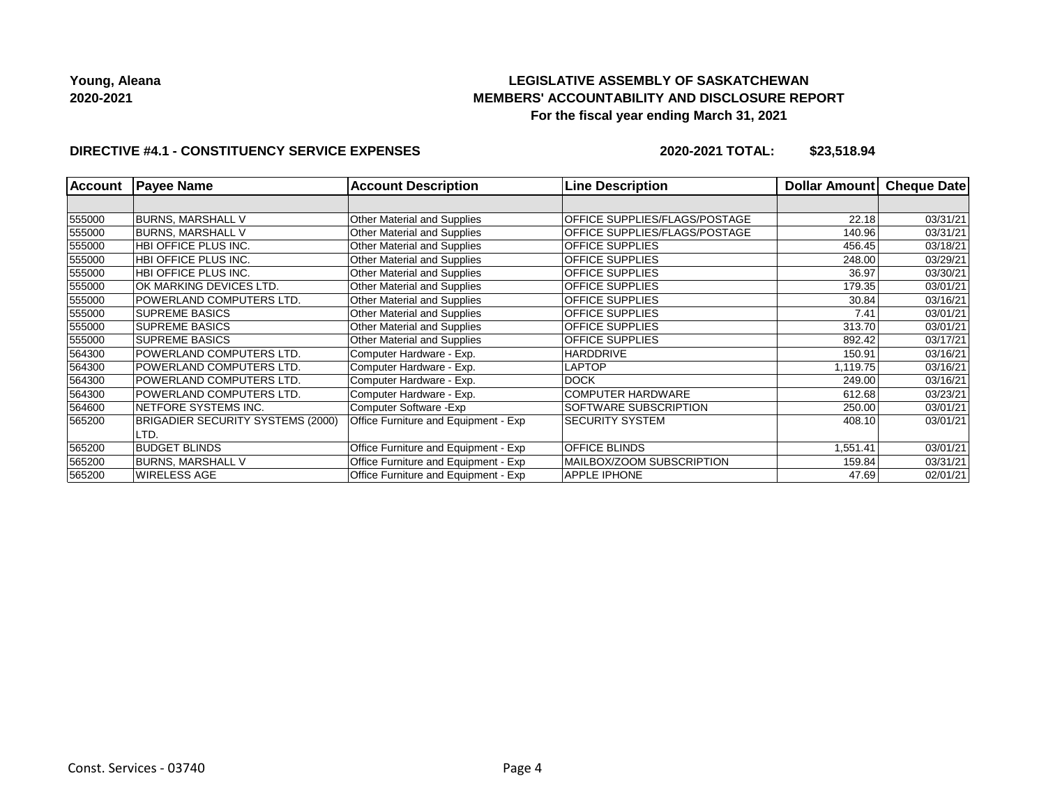**Young, Aleana**
**2020-2021**

# LEGISLATIVE ASSEMBLY OF SASKATCHEWAN
## MEMBERS' ACCOUNTABILITY AND DISCLOSURE REPORT
### For the fiscal year ending March 31, 2021

**DIRECTIVE #4.1 - CONSTITUENCY SERVICE EXPENSES** **2020-2021 TOTAL: $23,518.94**

| Account | Payee Name | Account Description | Line Description | Dollar Amount | Cheque Date |
|---|---|---|---|---|---|
| | | | | | |
| 555000 | BURNS, MARSHALL V | Other Material and Supplies | OFFICE SUPPLIES/FLAGS/POSTAGE | 22.18 | 03/31/21 |
| 555000 | BURNS, MARSHALL V | Other Material and Supplies | OFFICE SUPPLIES/FLAGS/POSTAGE | 140.96 | 03/31/21 |
| 555000 | HBI OFFICE PLUS INC. | Other Material and Supplies | OFFICE SUPPLIES | 456.45 | 03/18/21 |
| 555000 | HBI OFFICE PLUS INC. | Other Material and Supplies | OFFICE SUPPLIES | 248.00 | 03/29/21 |
| 555000 | HBI OFFICE PLUS INC. | Other Material and Supplies | OFFICE SUPPLIES | 36.97 | 03/30/21 |
| 555000 | OK MARKING DEVICES LTD. | Other Material and Supplies | OFFICE SUPPLIES | 179.35 | 03/01/21 |
| 555000 | POWERLAND COMPUTERS LTD. | Other Material and Supplies | OFFICE SUPPLIES | 30.84 | 03/16/21 |
| 555000 | SUPREME BASICS | Other Material and Supplies | OFFICE SUPPLIES | 7.41 | 03/01/21 |
| 555000 | SUPREME BASICS | Other Material and Supplies | OFFICE SUPPLIES | 313.70 | 03/01/21 |
| 555000 | SUPREME BASICS | Other Material and Supplies | OFFICE SUPPLIES | 892.42 | 03/17/21 |
| 564300 | POWERLAND COMPUTERS LTD. | Computer Hardware - Exp. | HARDDRIVE | 150.91 | 03/16/21 |
| 564300 | POWERLAND COMPUTERS LTD. | Computer Hardware - Exp. | LAPTOP | 1,119.75 | 03/16/21 |
| 564300 | POWERLAND COMPUTERS LTD. | Computer Hardware - Exp. | DOCK | 249.00 | 03/16/21 |
| 564300 | POWERLAND COMPUTERS LTD. | Computer Hardware - Exp. | COMPUTER HARDWARE | 612.68 | 03/23/21 |
| 564600 | NETFORE SYSTEMS INC. | Computer Software -Exp | SOFTWARE SUBSCRIPTION | 250.00 | 03/01/21 |
| 565200 | BRIGADIER SECURITY SYSTEMS (2000) LTD. | Office Furniture and Equipment - Exp | SECURITY SYSTEM | 408.10 | 03/01/21 |
| 565200 | BUDGET BLINDS | Office Furniture and Equipment - Exp | OFFICE BLINDS | 1,551.41 | 03/01/21 |
| 565200 | BURNS, MARSHALL V | Office Furniture and Equipment - Exp | MAILBOX/ZOOM SUBSCRIPTION | 159.84 | 03/31/21 |
| 565200 | WIRELESS AGE | Office Furniture and Equipment - Exp | APPLE IPHONE | 47.69 | 02/01/21 |

Const. Services - 03740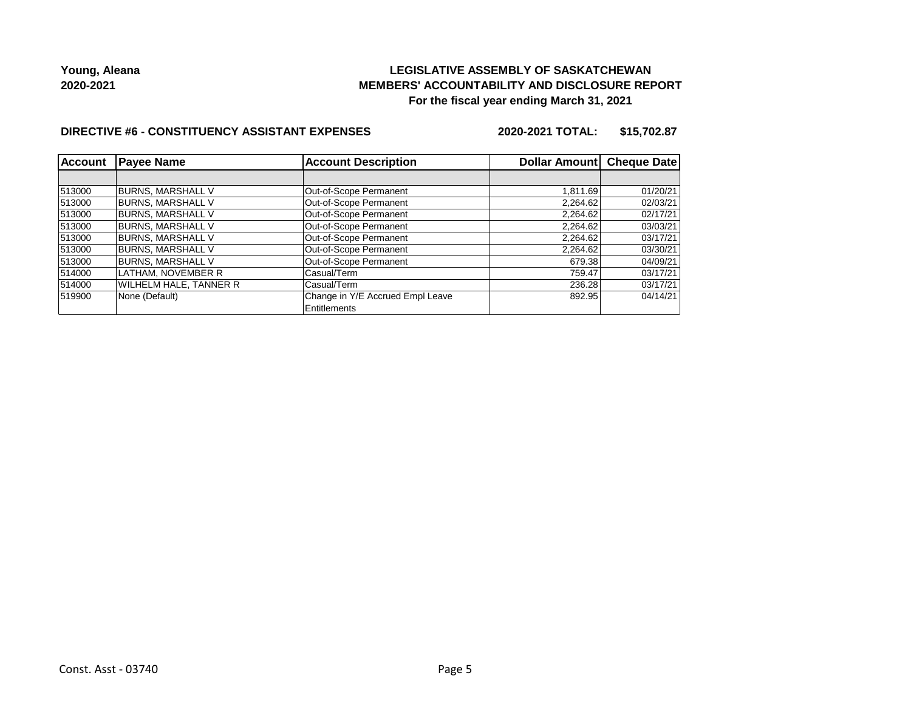**Young, Aleana**
**2020-2021**

**LEGISLATIVE ASSEMBLY OF SASKATCHEWAN**
**MEMBERS' ACCOUNTABILITY AND DISCLOSURE REPORT**
**For the fiscal year ending March 31, 2021**

**DIRECTIVE #6 - CONSTITUENCY ASSISTANT EXPENSES** **2020-2021 TOTAL: $15,702.87**

| Account | Payee Name | Account Description | Dollar Amount | Cheque Date |
|---|---|---|---|---|
| | | | | |
| 513000 | BURNS, MARSHALL V | Out-of-Scope Permanent | 1,811.69 | 01/20/21 |
| 513000 | BURNS, MARSHALL V | Out-of-Scope Permanent | 2,264.62 | 02/03/21 |
| 513000 | BURNS, MARSHALL V | Out-of-Scope Permanent | 2,264.62 | 02/17/21 |
| 513000 | BURNS, MARSHALL V | Out-of-Scope Permanent | 2,264.62 | 03/03/21 |
| 513000 | BURNS, MARSHALL V | Out-of-Scope Permanent | 2,264.62 | 03/17/21 |
| 513000 | BURNS, MARSHALL V | Out-of-Scope Permanent | 2,264.62 | 03/30/21 |
| 513000 | BURNS, MARSHALL V | Out-of-Scope Permanent | 679.38 | 04/09/21 |
| 514000 | LATHAM, NOVEMBER R | Casual/Term | 759.47 | 03/17/21 |
| 514000 | WILHELM HALE, TANNER R | Casual/Term | 236.28 | 03/17/21 |
| 519900 | None (Default) | Change in Y/E Accrued Empl Leave Entitlements | 892.95 | 04/14/21 |

Const. Asst - 03740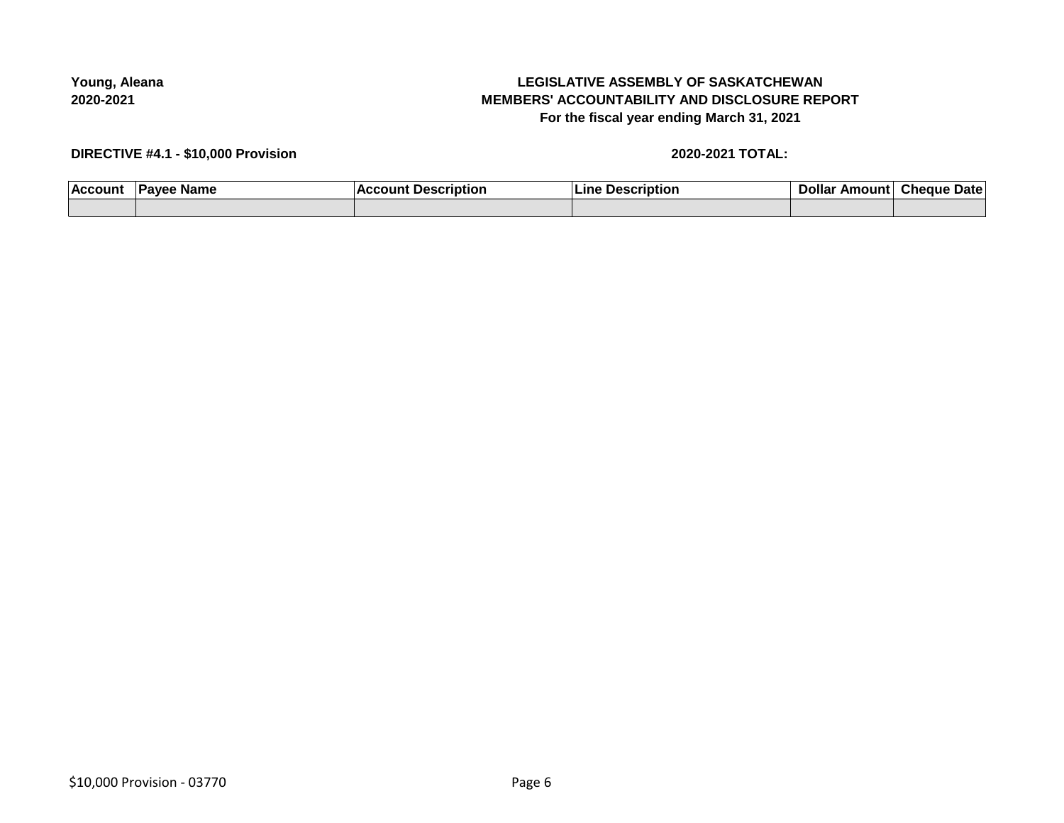Young, Aleana
2020-2021

**LEGISLATIVE ASSEMBLY OF SASKATCHEWAN**
**MEMBERS' ACCOUNTABILITY AND DISCLOSURE REPORT**
**For the fiscal year ending March 31, 2021**

**DIRECTIVE #4.1 - $10,000 Provision** **2020-2021 TOTAL:**

| Account | Payee Name | Account Description | Line Description | Dollar Amount | Cheque Date |
|---|---|---|---|---|---|
| | | | | | |

$10,000 Provision - 03770